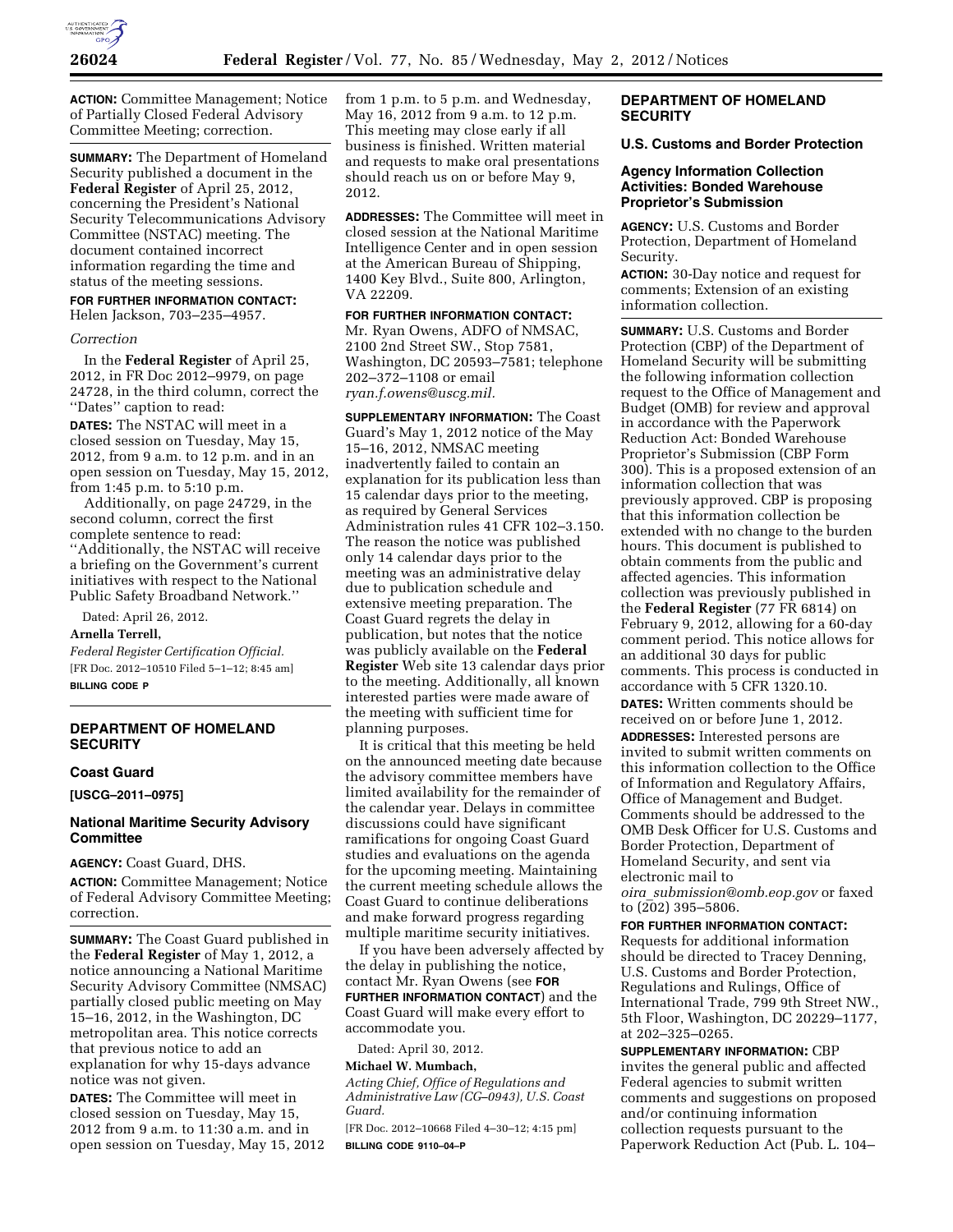**ACTION:** Committee Management; Notice of Partially Closed Federal Advisory Committee Meeting; correction.

**SUMMARY:** The Department of Homeland Security published a document in the **Federal Register** of April 25, 2012, concerning the President's National Security Telecommunications Advisory Committee (NSTAC) meeting. The document contained incorrect information regarding the time and status of the meeting sessions.

**FOR FURTHER INFORMATION CONTACT:** Helen Jackson, 703–235–4957.

*Correction*

In the **Federal Register** of April 25, 2012, in FR Doc 2012–9979, on page 24728, in the third column, correct the ''Dates'' caption to read:

**DATES:** The NSTAC will meet in a closed session on Tuesday, May 15, 2012, from 9 a.m. to 12 p.m. and in an open session on Tuesday, May 15, 2012, from 1:45 p.m. to 5:10 p.m.

Additionally, on page 24729, in the second column, correct the first complete sentence to read: ''Additionally, the NSTAC will receive a briefing on the Government's current initiatives with respect to the National Public Safety Broadband Network.''

Dated: April 26, 2012.

**Arnella Terrell,**

*Federal Register Certification Official.*

[FR Doc. 2012–10510 Filed 5–1–12; 8:45 am]

**BILLING CODE P**

## DEPARTMENT OF HOMELAND SECURITY

### Coast Guard

**[USCG–2011–0975]**

### National Maritime Security Advisory Committee

**AGENCY:** Coast Guard, DHS.

**ACTION:** Committee Management; Notice of Federal Advisory Committee Meeting; correction.

**SUMMARY:** The Coast Guard published in the **Federal Register** of May 1, 2012, a notice announcing a National Maritime Security Advisory Committee (NMSAC) partially closed public meeting on May 15–16, 2012, in the Washington, DC metropolitan area. This notice corrects that previous notice to add an explanation for why 15-days advance notice was not given.

**DATES:** The Committee will meet in closed session on Tuesday, May 15, 2012 from 9 a.m. to 11:30 a.m. and in open session on Tuesday, May 15, 2012 from 1 p.m. to 5 p.m. and Wednesday, May 16, 2012 from 9 a.m. to 12 p.m. This meeting may close early if all business is finished. Written material and requests to make oral presentations should reach us on or before May 9, 2012.

**ADDRESSES:** The Committee will meet in closed session at the National Maritime Intelligence Center and in open session at the American Bureau of Shipping, 1400 Key Blvd., Suite 800, Arlington, VA 22209.

**FOR FURTHER INFORMATION CONTACT:** Mr. Ryan Owens, ADFO of NMSAC, 2100 2nd Street SW., Stop 7581, Washington, DC 20593–7581; telephone 202–372–1108 or email *ryan.f.owens@uscg.mil.*

**SUPPLEMENTARY INFORMATION:** The Coast Guard's May 1, 2012 notice of the May 15–16, 2012, NMSAC meeting inadvertently failed to contain an explanation for its publication less than 15 calendar days prior to the meeting, as required by General Services Administration rules 41 CFR 102–3.150. The reason the notice was published only 14 calendar days prior to the meeting was an administrative delay due to publication schedule and extensive meeting preparation. The Coast Guard regrets the delay in publication, but notes that the notice was publicly available on the **Federal Register** Web site 13 calendar days prior to the meeting. Additionally, all known interested parties were made aware of the meeting with sufficient time for planning purposes.

It is critical that this meeting be held on the announced meeting date because the advisory committee members have limited availability for the remainder of the calendar year. Delays in committee discussions could have significant ramifications for ongoing Coast Guard studies and evaluations on the agenda for the upcoming meeting. Maintaining the current meeting schedule allows the Coast Guard to continue deliberations and make forward progress regarding multiple maritime security initiatives.

If you have been adversely affected by the delay in publishing the notice, contact Mr. Ryan Owens (see **FOR FURTHER INFORMATION CONTACT**) and the Coast Guard will make every effort to accommodate you.

Dated: April 30, 2012.

**Michael W. Mumbach,**

*Acting Chief, Office of Regulations and Administrative Law (CG–0943), U.S. Coast Guard.*

[FR Doc. 2012–10668 Filed 4–30–12; 4:15 pm]

**BILLING CODE 9110–04–P**

## DEPARTMENT OF HOMELAND SECURITY

### U.S. Customs and Border Protection

### Agency Information Collection Activities: Bonded Warehouse Proprietor's Submission

**AGENCY:** U.S. Customs and Border Protection, Department of Homeland Security.

**ACTION:** 30-Day notice and request for comments; Extension of an existing information collection.

**SUMMARY:** U.S. Customs and Border Protection (CBP) of the Department of Homeland Security will be submitting the following information collection request to the Office of Management and Budget (OMB) for review and approval in accordance with the Paperwork Reduction Act: Bonded Warehouse Proprietor's Submission (CBP Form 300). This is a proposed extension of an information collection that was previously approved. CBP is proposing that this information collection be extended with no change to the burden hours. This document is published to obtain comments from the public and affected agencies. This information collection was previously published in the **Federal Register** (77 FR 6814) on February 9, 2012, allowing for a 60-day comment period. This notice allows for an additional 30 days for public comments. This process is conducted in accordance with 5 CFR 1320.10.

**DATES:** Written comments should be received on or before June 1, 2012.

**ADDRESSES:** Interested persons are invited to submit written comments on this information collection to the Office of Information and Regulatory Affairs, Office of Management and Budget. Comments should be addressed to the OMB Desk Officer for U.S. Customs and Border Protection, Department of Homeland Security, and sent via electronic mail to *oira_submission@omb.eop.gov* or faxed to (202) 395–5806.

**FOR FURTHER INFORMATION CONTACT:** Requests for additional information should be directed to Tracey Denning, U.S. Customs and Border Protection, Regulations and Rulings, Office of International Trade, 799 9th Street NW., 5th Floor, Washington, DC 20229–1177, at 202–325–0265.

**SUPPLEMENTARY INFORMATION:** CBP invites the general public and affected Federal agencies to submit written comments and suggestions on proposed and/or continuing information collection requests pursuant to the Paperwork Reduction Act (Pub. L. 104–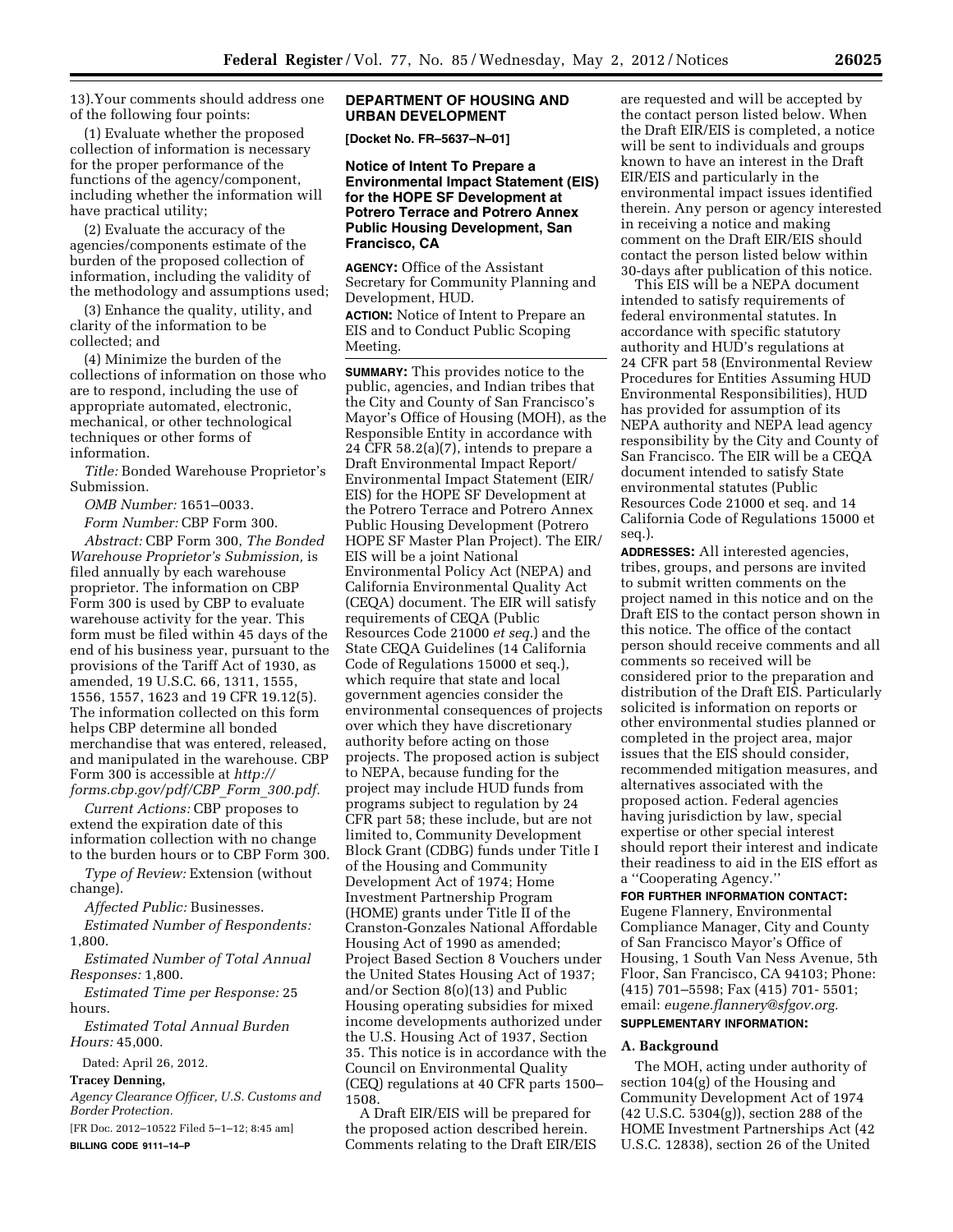13).Your comments should address one of the following four points:

(1) Evaluate whether the proposed collection of information is necessary for the proper performance of the functions of the agency/component, including whether the information will have practical utility;

(2) Evaluate the accuracy of the agencies/components estimate of the burden of the proposed collection of information, including the validity of the methodology and assumptions used;

(3) Enhance the quality, utility, and clarity of the information to be collected; and

(4) Minimize the burden of the collections of information on those who are to respond, including the use of appropriate automated, electronic, mechanical, or other technological techniques or other forms of information.

*Title:* Bonded Warehouse Proprietor's Submission.

*OMB Number:* 1651–0033.

*Form Number:* CBP Form 300.

*Abstract:* CBP Form 300, *The Bonded Warehouse Proprietor's Submission,* is filed annually by each warehouse proprietor. The information on CBP Form 300 is used by CBP to evaluate warehouse activity for the year. This form must be filed within 45 days of the end of his business year, pursuant to the provisions of the Tariff Act of 1930, as amended, 19 U.S.C. 66, 1311, 1555, 1556, 1557, 1623 and 19 CFR 19.12(5). The information collected on this form helps CBP determine all bonded merchandise that was entered, released, and manipulated in the warehouse. CBP Form 300 is accessible at *http://forms.cbp.gov/pdf/CBP_Form_300.pdf.*

*Current Actions:* CBP proposes to extend the expiration date of this information collection with no change to the burden hours or to CBP Form 300.

*Type of Review:* Extension (without change).

*Affected Public:* Businesses.

*Estimated Number of Respondents:* 1,800.

*Estimated Number of Total Annual Responses:* 1,800.

*Estimated Time per Response:* 25 hours.

*Estimated Total Annual Burden Hours:* 45,000.

Dated: April 26, 2012.

**Tracey Denning,**

*Agency Clearance Officer, U.S. Customs and Border Protection.*

[FR Doc. 2012–10522 Filed 5–1–12; 8:45 am]

**BILLING CODE 9111–14–P**

## DEPARTMENT OF HOUSING AND URBAN DEVELOPMENT

**[Docket No. FR–5637–N–01]**

## Notice of Intent To Prepare a Environmental Impact Statement (EIS) for the HOPE SF Development at Potrero Terrace and Potrero Annex Public Housing Development, San Francisco, CA

**AGENCY:** Office of the Assistant Secretary for Community Planning and Development, HUD.

**ACTION:** Notice of Intent to Prepare an EIS and to Conduct Public Scoping Meeting.

**SUMMARY:** This provides notice to the public, agencies, and Indian tribes that the City and County of San Francisco's Mayor's Office of Housing (MOH), as the Responsible Entity in accordance with 24 CFR 58.2(a)(7), intends to prepare a Draft Environmental Impact Report/Environmental Impact Statement (EIR/EIS) for the HOPE SF Development at the Potrero Terrace and Potrero Annex Public Housing Development (Potrero HOPE SF Master Plan Project). The EIR/EIS will be a joint National Environmental Policy Act (NEPA) and California Environmental Quality Act (CEQA) document. The EIR will satisfy requirements of CEQA (Public Resources Code 21000 *et seq.*) and the State CEQA Guidelines (14 California Code of Regulations 15000 et seq.), which require that state and local government agencies consider the environmental consequences of projects over which they have discretionary authority before acting on those projects. The proposed action is subject to NEPA, because funding for the project may include HUD funds from programs subject to regulation by 24 CFR part 58; these include, but are not limited to, Community Development Block Grant (CDBG) funds under Title I of the Housing and Community Development Act of 1974; Home Investment Partnership Program (HOME) grants under Title II of the Cranston-Gonzales National Affordable Housing Act of 1990 as amended; Project Based Section 8 Vouchers under the United States Housing Act of 1937; and/or Section 8(o)(13) and Public Housing operating subsidies for mixed income developments authorized under the U.S. Housing Act of 1937, Section 35. This notice is in accordance with the Council on Environmental Quality (CEQ) regulations at 40 CFR parts 1500–1508.

A Draft EIR/EIS will be prepared for the proposed action described herein. Comments relating to the Draft EIR/EIS are requested and will be accepted by the contact person listed below. When the Draft EIR/EIS is completed, a notice will be sent to individuals and groups known to have an interest in the Draft EIR/EIS and particularly in the environmental impact issues identified therein. Any person or agency interested in receiving a notice and making comment on the Draft EIR/EIS should contact the person listed below within 30-days after publication of this notice.

This EIS will be a NEPA document intended to satisfy requirements of federal environmental statutes. In accordance with specific statutory authority and HUD's regulations at 24 CFR part 58 (Environmental Review Procedures for Entities Assuming HUD Environmental Responsibilities), HUD has provided for assumption of its NEPA authority and NEPA lead agency responsibility by the City and County of San Francisco. The EIR will be a CEQA document intended to satisfy State environmental statutes (Public Resources Code 21000 et seq. and 14 California Code of Regulations 15000 et seq.).

**ADDRESSES:** All interested agencies, tribes, groups, and persons are invited to submit written comments on the project named in this notice and on the Draft EIS to the contact person shown in this notice. The office of the contact person should receive comments and all comments so received will be considered prior to the preparation and distribution of the Draft EIS. Particularly solicited is information on reports or other environmental studies planned or completed in the project area, major issues that the EIS should consider, recommended mitigation measures, and alternatives associated with the proposed action. Federal agencies having jurisdiction by law, special expertise or other special interest should report their interest and indicate their readiness to aid in the EIS effort as a ''Cooperating Agency.''

**FOR FURTHER INFORMATION CONTACT:** Eugene Flannery, Environmental Compliance Manager, City and County of San Francisco Mayor's Office of Housing, 1 South Van Ness Avenue, 5th Floor, San Francisco, CA 94103; Phone: (415) 701–5598; Fax (415) 701- 5501; email: *eugene.flannery@sfgov.org.*

**SUPPLEMENTARY INFORMATION:**

### A. Background

The MOH, acting under authority of section 104(g) of the Housing and Community Development Act of 1974 (42 U.S.C. 5304(g)), section 288 of the HOME Investment Partnerships Act (42 U.S.C. 12838), section 26 of the United